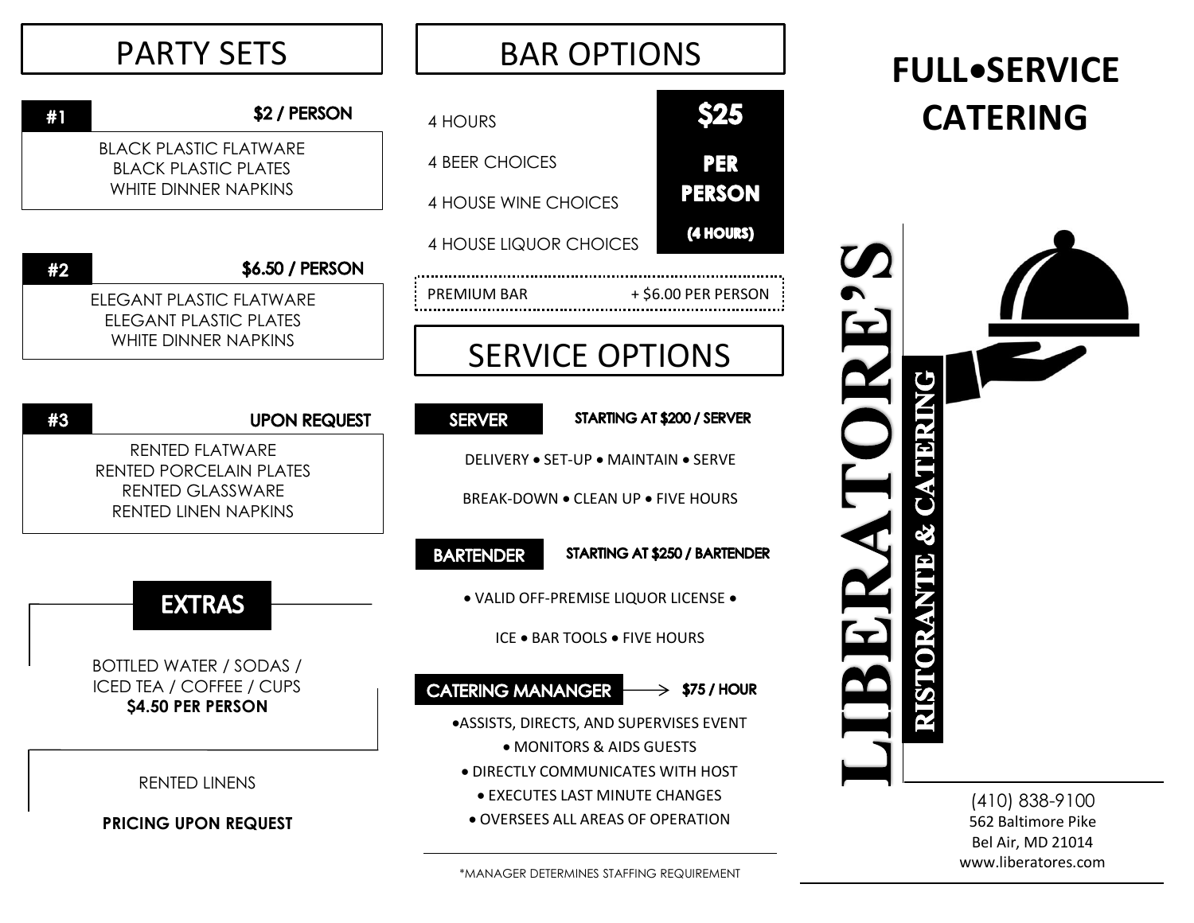# PARTY SETS

## #1 — $2 / PERSON

BLACK PLASTIC FLATWARE
BLACK PLASTIC PLATES
WHITE DINNER NAPKINS

## #2 — $6.50 / PERSON

ELEGANT PLASTIC FLATWARE
ELEGANT PLASTIC PLATES
WHITE DINNER NAPKINS

## #3 — UPON REQUEST

RENTED FLATWARE
RENTED PORCELAIN PLATES
RENTED GLASSWARE
RENTED LINEN NAPKINS

## EXTRAS

BOTTLED WATER / SODAS / ICED TEA / COFFEE / CUPS
**$4.50 PER PERSON**

RENTED LINENS

**PRICING UPON REQUEST**

# BAR OPTIONS

4 HOURS

4 BEER CHOICES

4 HOUSE WINE CHOICES

4 HOUSE LIQUOR CHOICES

**$25 PER PERSON (4 HOURS)**

PREMIUM BAR + $6.00 PER PERSON

# SERVICE OPTIONS

**SERVER** — STARTING AT $200 / SERVER

DELIVERY • SET-UP • MAINTAIN • SERVE

BREAK-DOWN • CLEAN UP • FIVE HOURS

**BARTENDER** — STARTING AT $250 / BARTENDER

• VALID OFF-PREMISE LIQUOR LICENSE •

ICE • BAR TOOLS • FIVE HOURS

**CATERING MANANGER** → $75 / HOUR

- ASSISTS, DIRECTS, AND SUPERVISES EVENT
- MONITORS & AIDS GUESTS
- DIRECTLY COMMUNICATES WITH HOST
- EXECUTES LAST MINUTE CHANGES
- OVERSEES ALL AREAS OF OPERATION

*MANAGER DETERMINES STAFFING REQUIREMENT

# FULL•SERVICE CATERING

LIBERATORE'S

RISTORANTE & CATERING

(410) 838-9100
562 Baltimore Pike
Bel Air, MD 21014
www.liberatores.com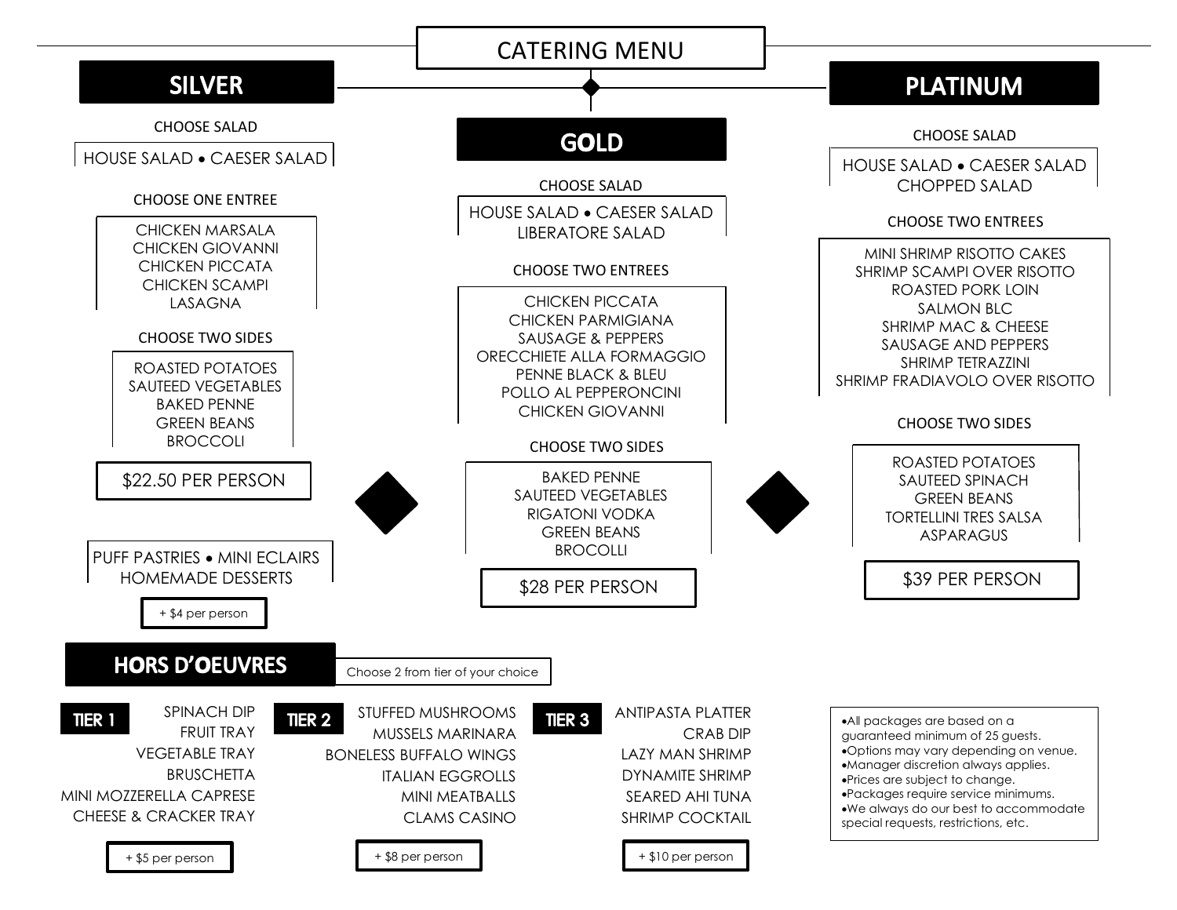# CATERING MENU

## SILVER

CHOOSE SALAD

HOUSE SALAD • CAESER SALAD

CHOOSE ONE ENTREE

CHICKEN MARSALA
CHICKEN GIOVANNI
CHICKEN PICCATA
CHICKEN SCAMPI
LASAGNA

CHOOSE TWO SIDES

ROASTED POTATOES
SAUTEED VEGETABLES
BAKED PENNE
GREEN BEANS
BROCCOLI

$22.50 PER PERSON

## GOLD

CHOOSE SALAD

HOUSE SALAD • CAESER SALAD
LIBERATORE SALAD

CHOOSE TWO ENTREES

CHICKEN PICCATA
CHICKEN PARMIGIANA
SAUSAGE & PEPPERS
ORECCHIETE ALLA FORMAGGIO
PENNE BLACK & BLEU
POLLO AL PEPPERONCINI
CHICKEN GIOVANNI

CHOOSE TWO SIDES

BAKED PENNE
SAUTEED VEGETABLES
RIGATONI VODKA
GREEN BEANS
BROCOLLI

$28 PER PERSON

## PLATINUM

CHOOSE SALAD

HOUSE SALAD • CAESER SALAD
CHOPPED SALAD

CHOOSE TWO ENTREES

MINI SHRIMP RISOTTO CAKES
SHRIMP SCAMPI OVER RISOTTO
ROASTED PORK LOIN
SALMON BLC
SHRIMP MAC & CHEESE
SAUSAGE AND PEPPERS
SHRIMP TETRAZZINI
SHRIMP FRADIAVOLO OVER RISOTTO

CHOOSE TWO SIDES

ROASTED POTATOES
SAUTEED SPINACH
GREEN BEANS
TORTELLINI TRES SALSA
ASPARAGUS

$39 PER PERSON

---

PUFF PASTRIES • MINI ECLAIRS
HOMEMADE DESSERTS

+ $4 per person

## HORS D'OEUVRES

Choose 2 from tier of your choice

### TIER 1

SPINACH DIP
FRUIT TRAY
VEGETABLE TRAY
BRUSCHETTA
MINI MOZZERELLA CAPRESE
CHEESE & CRACKER TRAY

+ $5 per person

### TIER 2

STUFFED MUSHROOMS
MUSSELS MARINARA
BONELESS BUFFALO WINGS
ITALIAN EGGROLLS
MINI MEATBALLS
CLAMS CASINO

+ $8 per person

### TIER 3

ANTIPASTA PLATTER
CRAB DIP
LAZY MAN SHRIMP
DYNAMITE SHRIMP
SEARED AHI TUNA
SHRIMP COCKTAIL

+ $10 per person

---

- All packages are based on a guaranteed minimum of 25 guests.
- Options may vary depending on venue.
- Manager discretion always applies.
- Prices are subject to change.
- Packages require service minimums.
- We always do our best to accommodate special requests, restrictions, etc.